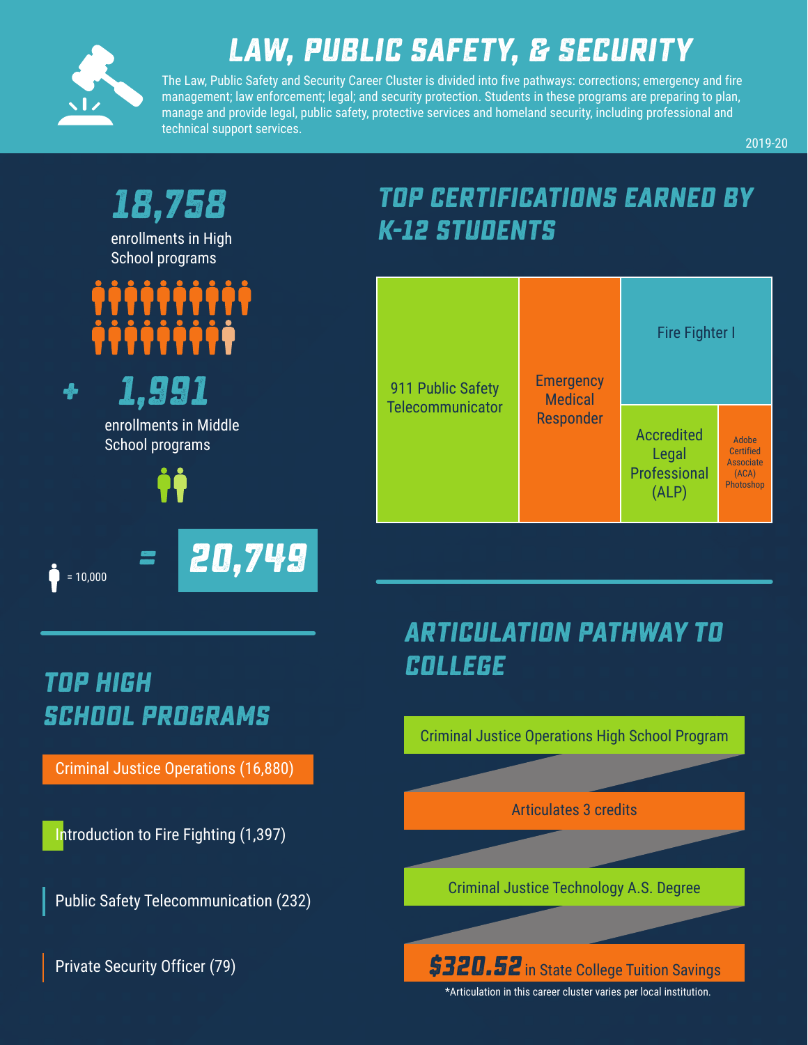# LAW, PUBLIC SAFETY, & SECURITY

The Law, Public Safety and Security Career Cluster is divided into five pathways: corrections; emergency and fire management; law enforcement; legal; and security protection. Students in these programs are preparing to plan, manage and provide legal, public safety, protective services and homeland security, including professional and technical support services.

2019-20

**18,758** enrollments in High School programs

**+ 1,991** enrollments in Middle School programs

= 10,000

**= 20,749**

## TOP HIGH SCHOOL PROGRAMS

- Criminal Justice Operations (16,880)
- Introduction to Fire Fighting (1,397)
- Public Safety Telecommunication (232)
- Private Security Officer (79)

## TOP CERTIFICATIONS EARNED BY K-12 STUDENTS

- 911 Public Safety Telecommunicator
- Emergency Medical Responder
- Fire Fighter I
- Accredited Legal Professional (ALP)
- Adobe Certified Associate (ACA) Photoshop

## ARTICULATION PATHWAY TO COLLEGE

Criminal Justice Operations High School Program

Articulates 3 credits

Criminal Justice Technology A.S. Degree

**$320.52** in State College Tuition Savings

*Articulation in this career cluster varies per local institution.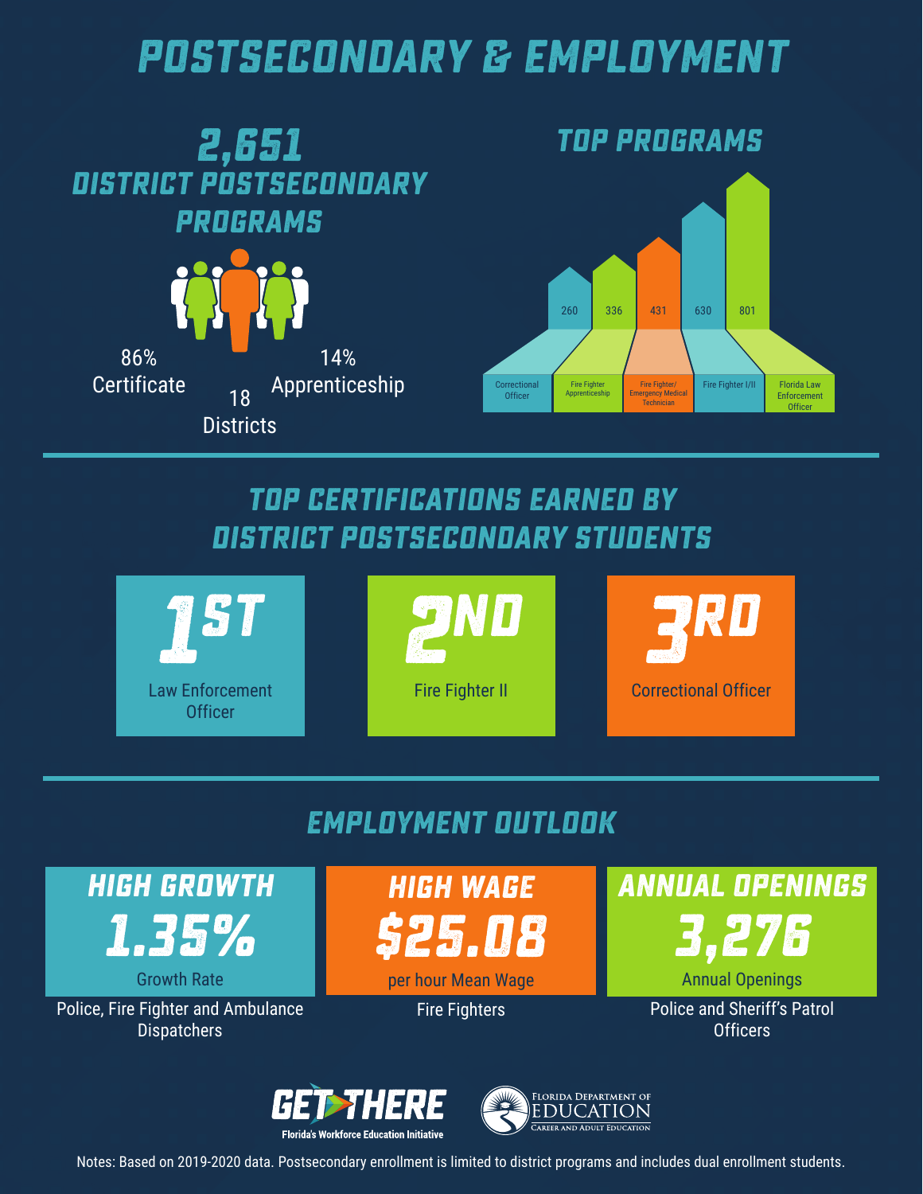# POSTSECONDARY & EMPLOYMENT

## 2,651 DISTRICT POSTSECONDARY PROGRAMS

86% Certificate

14% Apprenticeship

18 Districts

## TOP PROGRAMS

260
336
431
630
801

Correctional Officer
Fire Fighter Apprenticeship
Fire Fighter/ Emergency Medical Technician
Fire Fighter I/II
Florida Law Enforcement Officer

## TOP CERTIFICATIONS EARNED BY DISTRICT POSTSECONDARY STUDENTS

**1ST** Law Enforcement Officer

**2ND** Fire Fighter II

**3RD** Correctional Officer

## EMPLOYMENT OUTLOOK

**HIGH GROWTH**
**1.35%**
Growth Rate
Police, Fire Fighter and Ambulance Dispatchers

**HIGH WAGE**
**$25.08**
per hour Mean Wage
Fire Fighters

**ANNUAL OPENINGS**
**3,276**
Annual Openings
Police and Sheriff's Patrol Officers

GET THERE Florida's Workforce Education Initiative

Florida Department of Education Career and Adult Education

Notes: Based on 2019-2020 data. Postsecondary enrollment is limited to district programs and includes dual enrollment students.